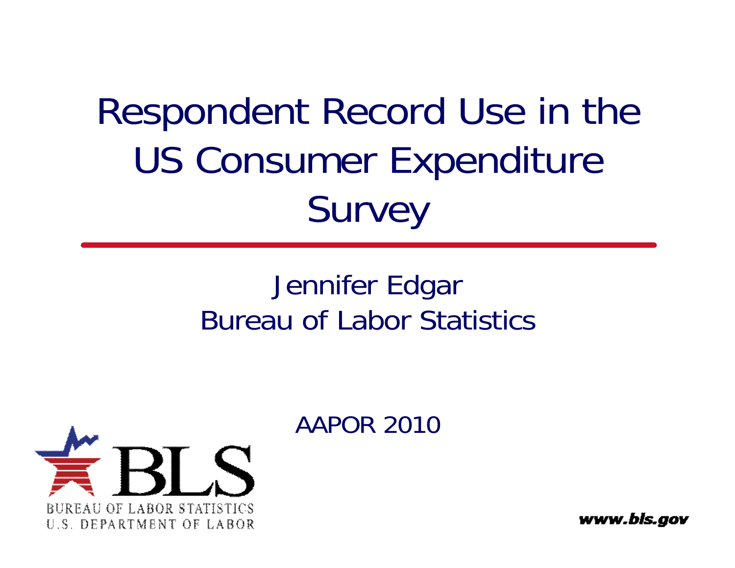# Respondent Record Use in the US Consumer Expenditure Survey

Jennifer Edgar
Bureau of Labor Statistics

AAPOR 2010

BUREAU OF LABOR STATISTICS
U.S. DEPARTMENT OF LABOR

www.bls.gov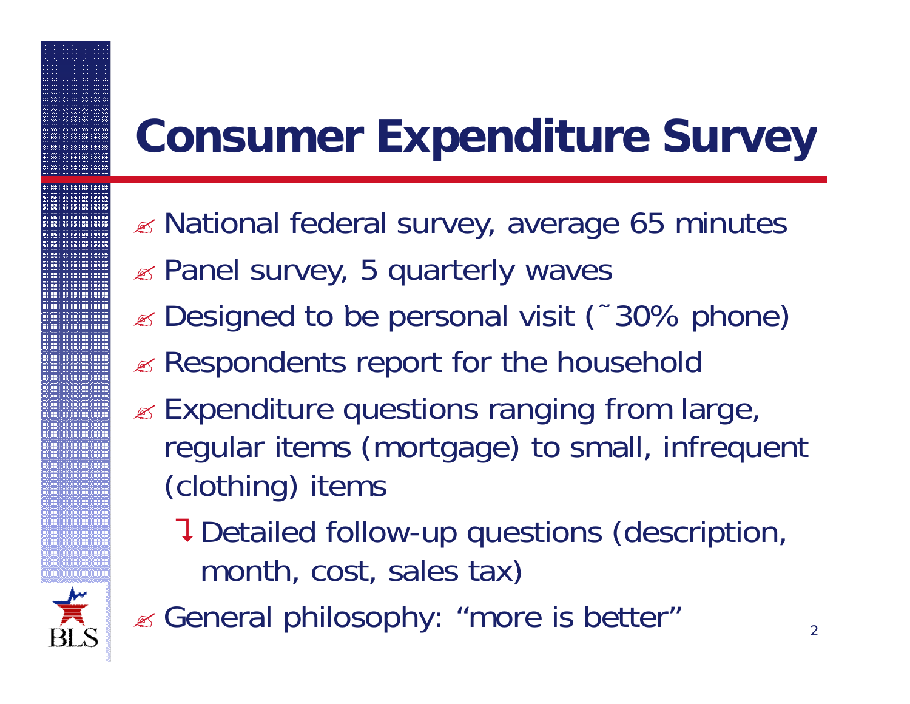# Consumer Expenditure Survey

- National federal survey, average 65 minutes
- Panel survey, 5 quarterly waves
- Designed to be personal visit (~30% phone)
- Respondents report for the household
- Expenditure questions ranging from large, regular items (mortgage) to small, infrequent (clothing) items
  - Detailed follow-up questions (description, month, cost, sales tax)
- General philosophy: "more is better"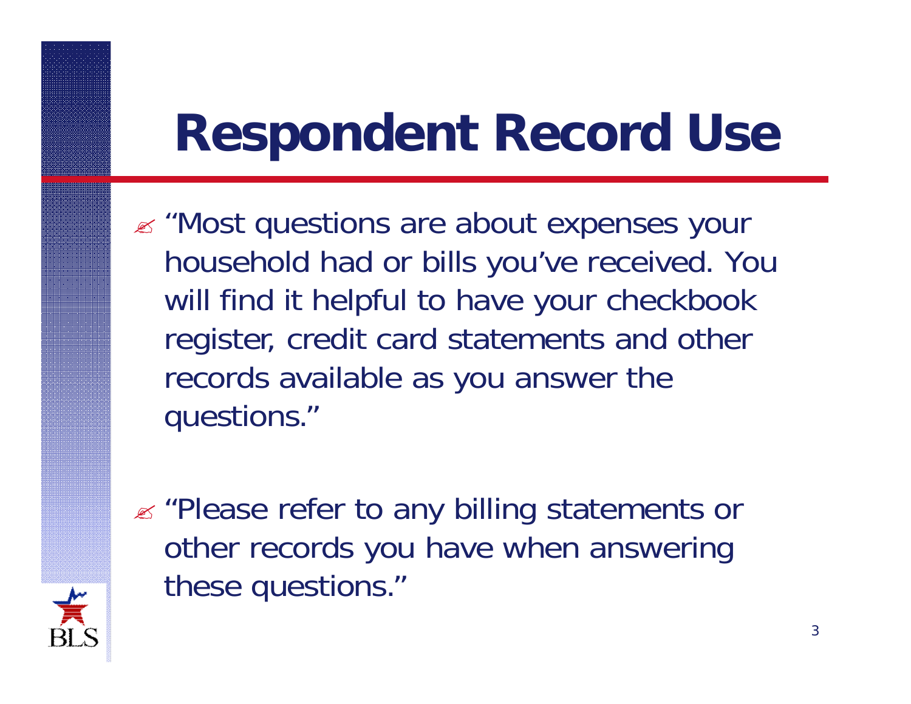# Respondent Record Use

- "Most questions are about expenses your household had or bills you've received. You will find it helpful to have your checkbook register, credit card statements and other records available as you answer the questions."

- "Please refer to any billing statements or other records you have when answering these questions."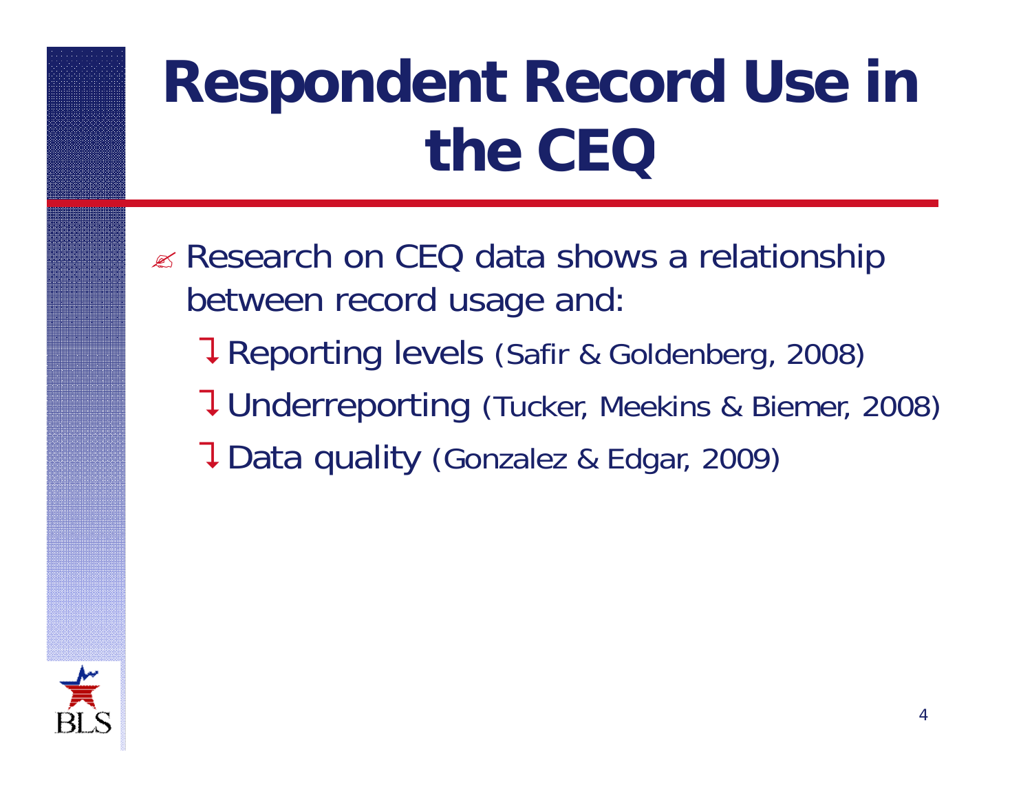# Respondent Record Use in the CEQ

- Research on CEQ data shows a relationship between record usage and:
  - Reporting levels (Safir & Goldenberg, 2008)
  - Underreporting (Tucker, Meekins & Biemer, 2008)
  - Data quality (Gonzalez & Edgar, 2009)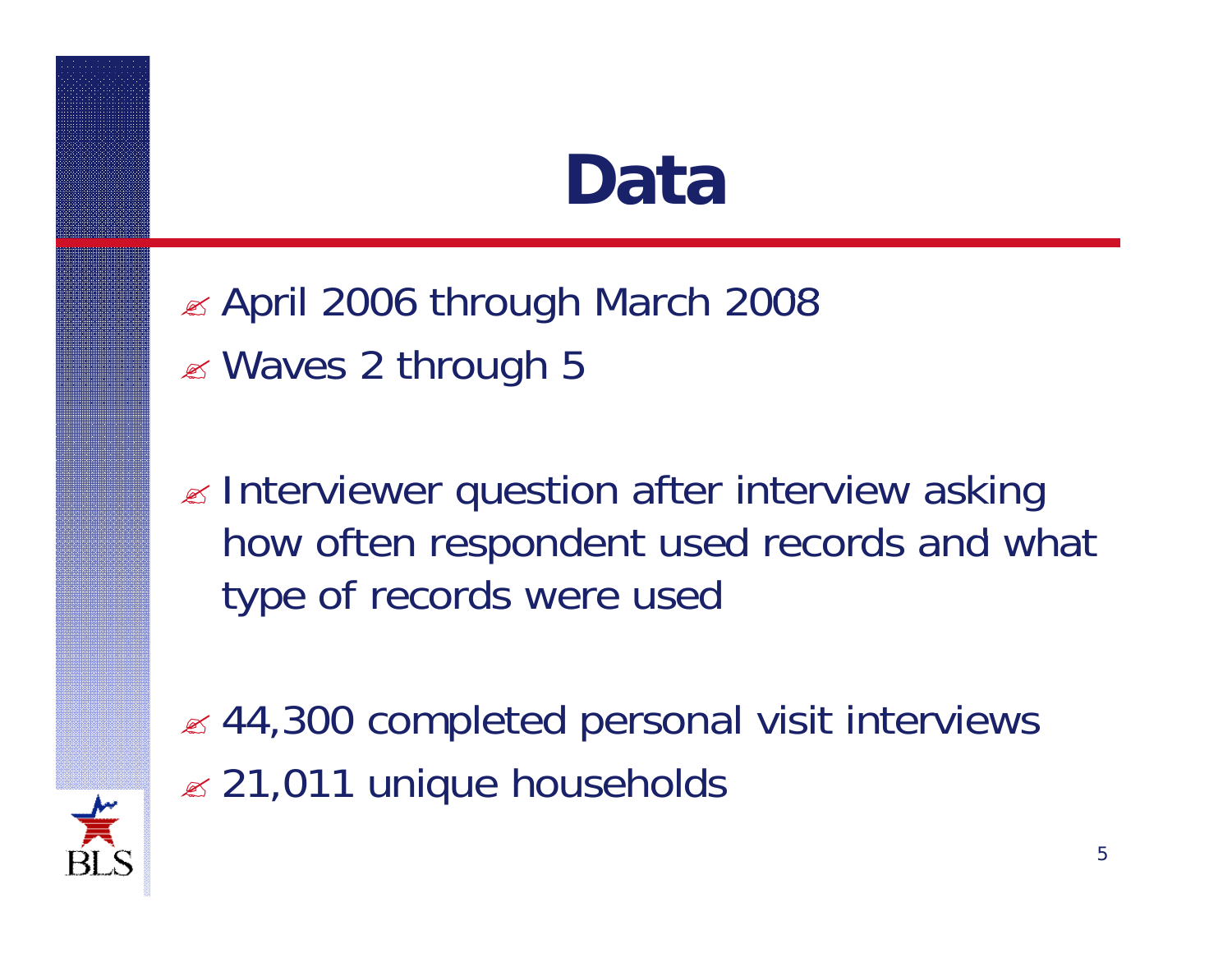# Data

- April 2006 through March 2008
- Waves 2 through 5

- Interviewer question after interview asking how often respondent used records and what type of records were used

- 44,300 completed personal visit interviews
- 21,011 unique households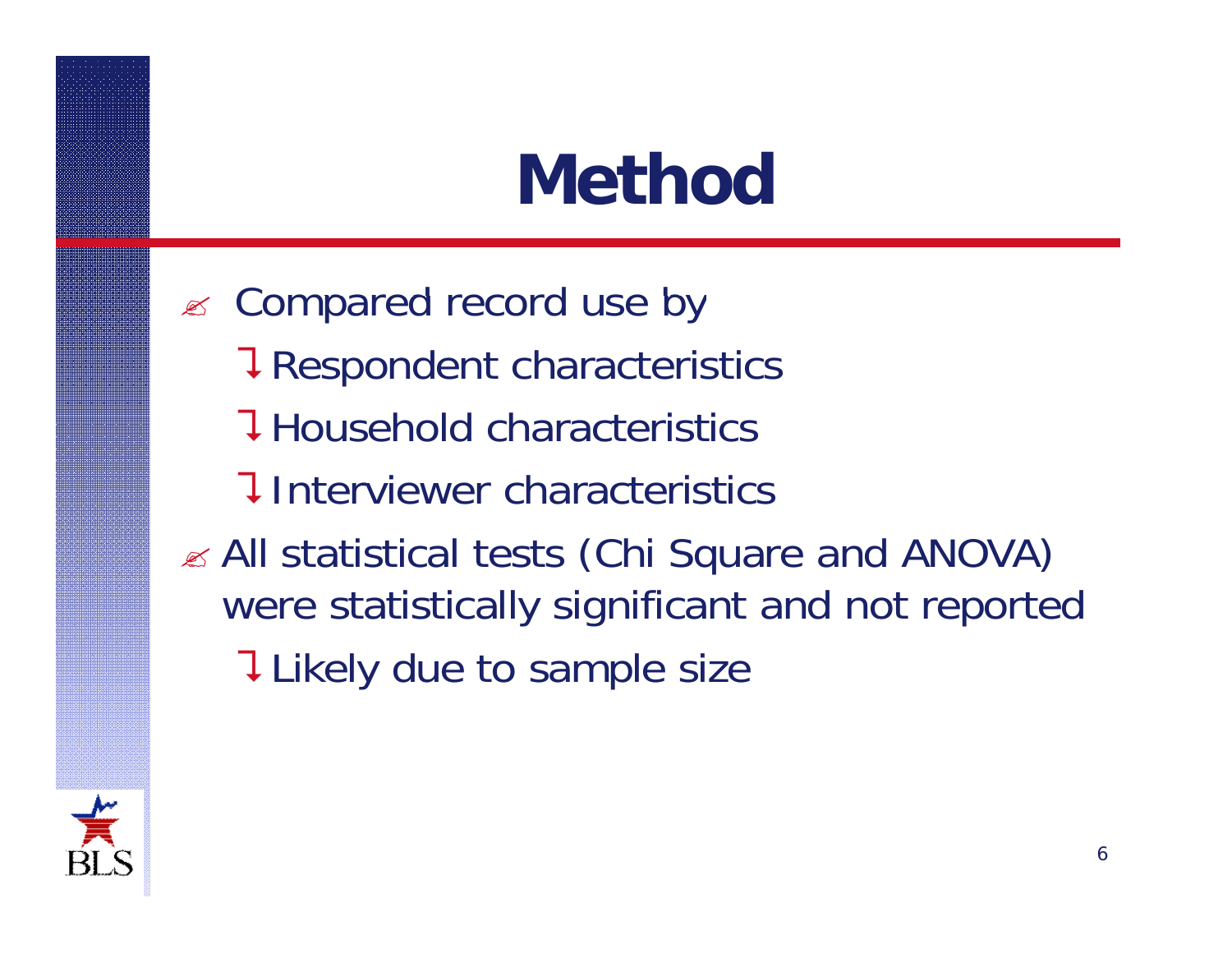# Method

- Compared record use by
  - Respondent characteristics
  - Household characteristics
  - Interviewer characteristics
- All statistical tests (Chi Square and ANOVA) were statistically significant and not reported
  - Likely due to sample size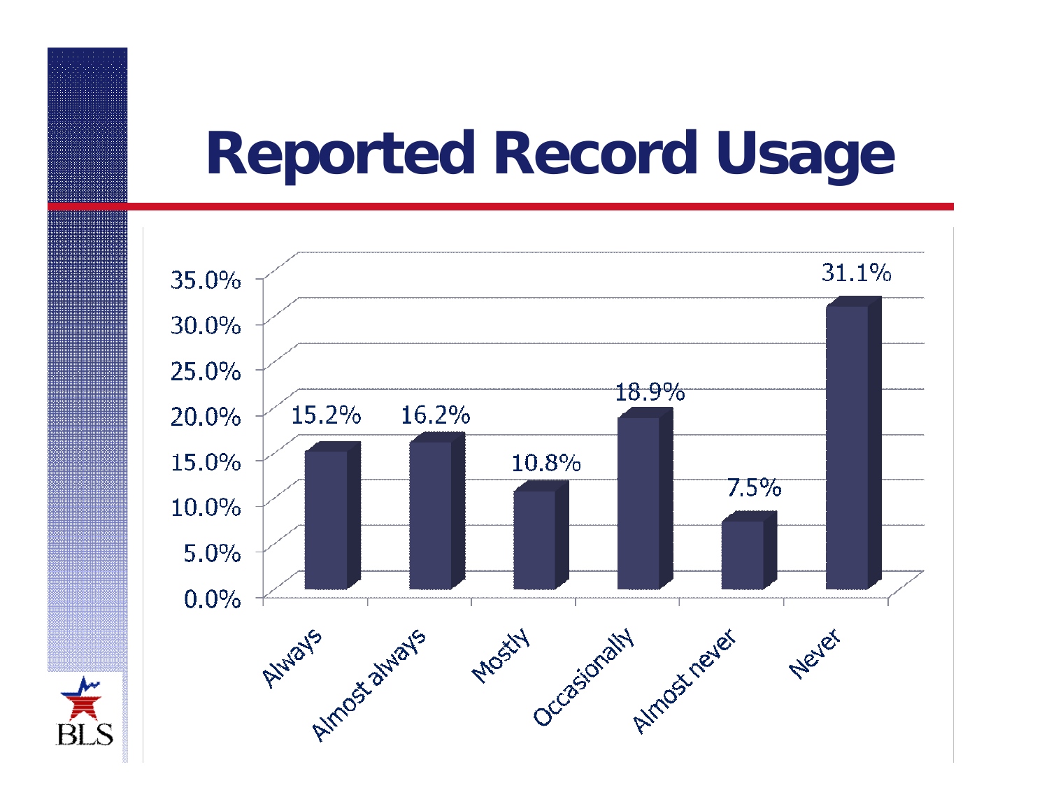# Reported Record Usage

| Category | Percent |
| --- | --- |
| Always | 15.2% |
| Almost always | 16.2% |
| Mostly | 10.8% |
| Occasionally | 18.9% |
| Almost never | 7.5% |
| Never | 31.1% |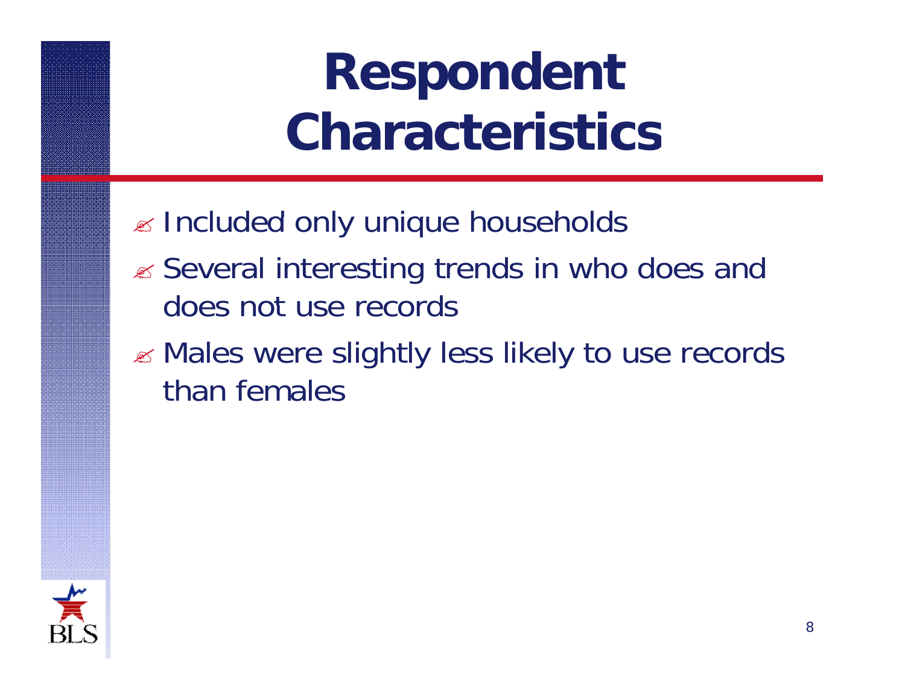# Respondent Characteristics

- Included only unique households
- Several interesting trends in who does and does not use records
- Males were slightly less likely to use records than females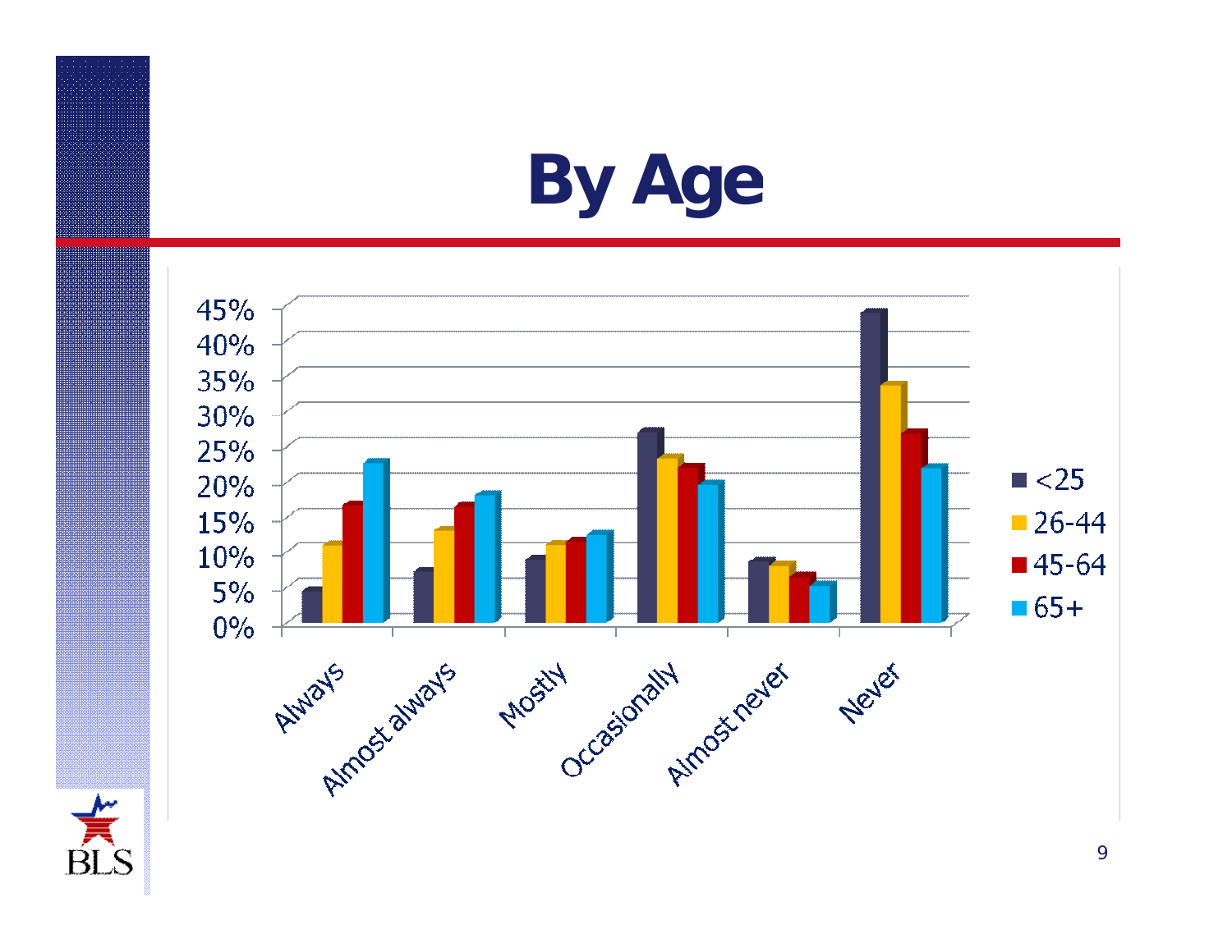# By Age

| | <25 | 26-44 | 45-64 | 65+ |
|---|---|---|---|---|
| Always | | | | |
| Almost always | | | | |
| Mostly | | | | |
| Occasionally | | | | |
| Almost never | | | | |
| Never | | | | |

0% 5% 10% 15% 20% 25% 30% 35% 40% 45%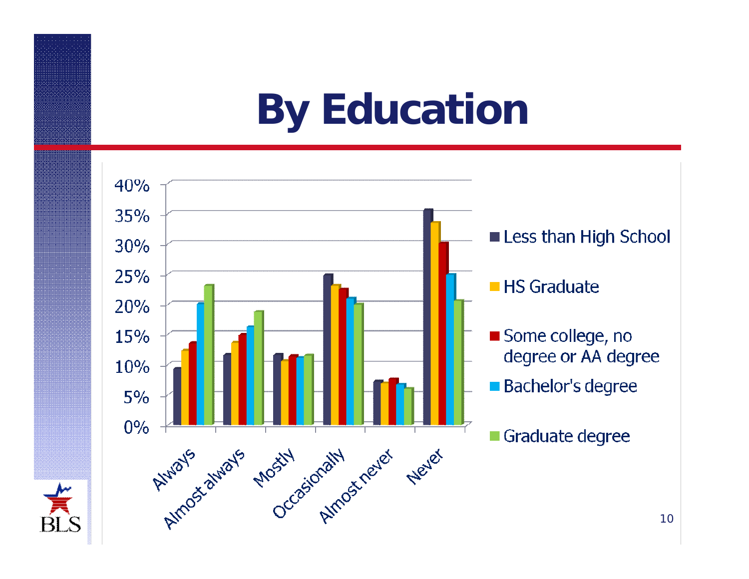# By Education

40%
35%
30%
25%
20%
15%
10%
5%
0%

Always
Almost always
Mostly
Occasionally
Almost never
Never

- Less than High School
- HS Graduate
- Some college, no degree or AA degree
- Bachelor's degree
- Graduate degree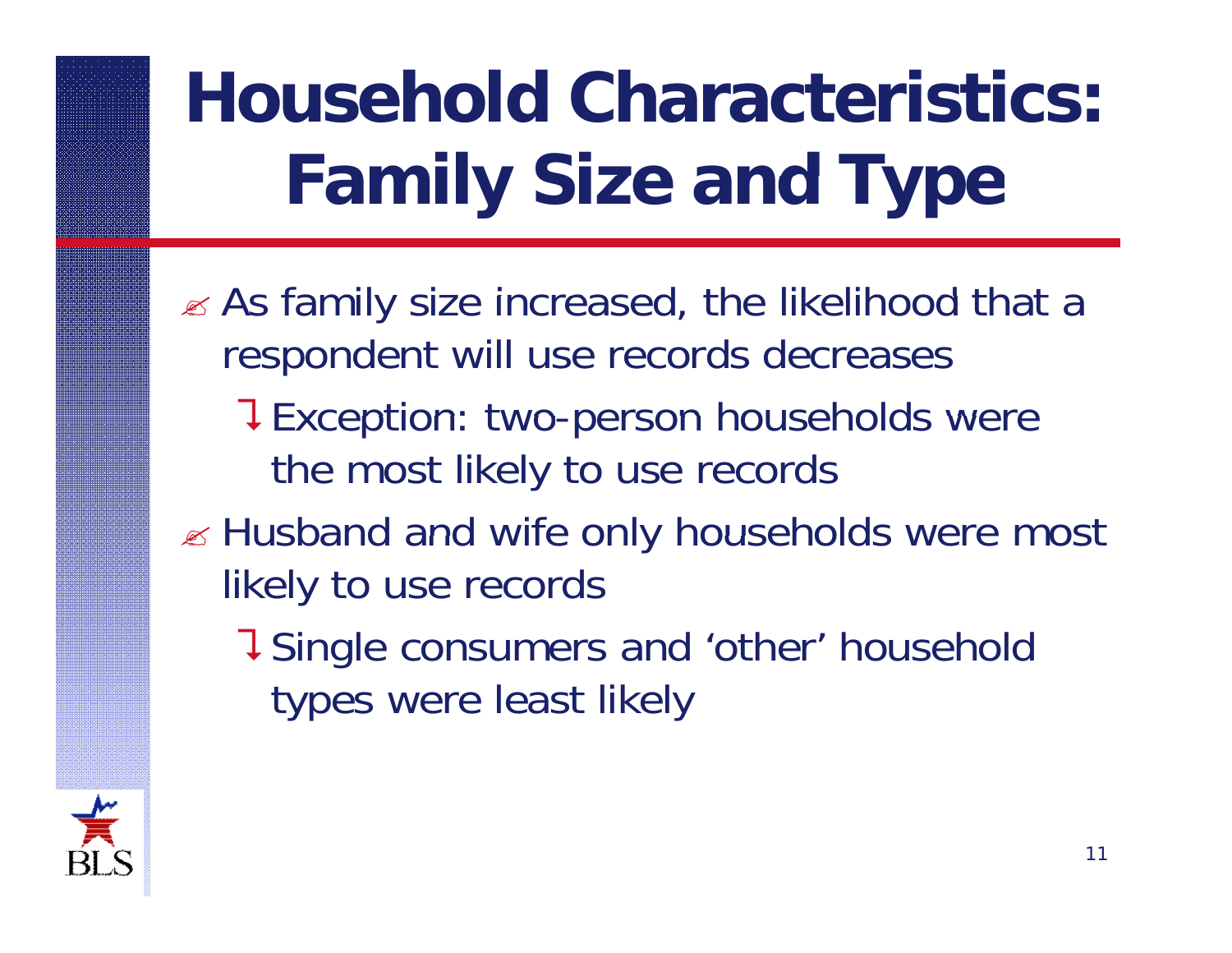# Household Characteristics: Family Size and Type

- As family size increased, the likelihood that a respondent will use records decreases
  - Exception: two-person households were the most likely to use records
- Husband and wife only households were most likely to use records
  - Single consumers and 'other' household types were least likely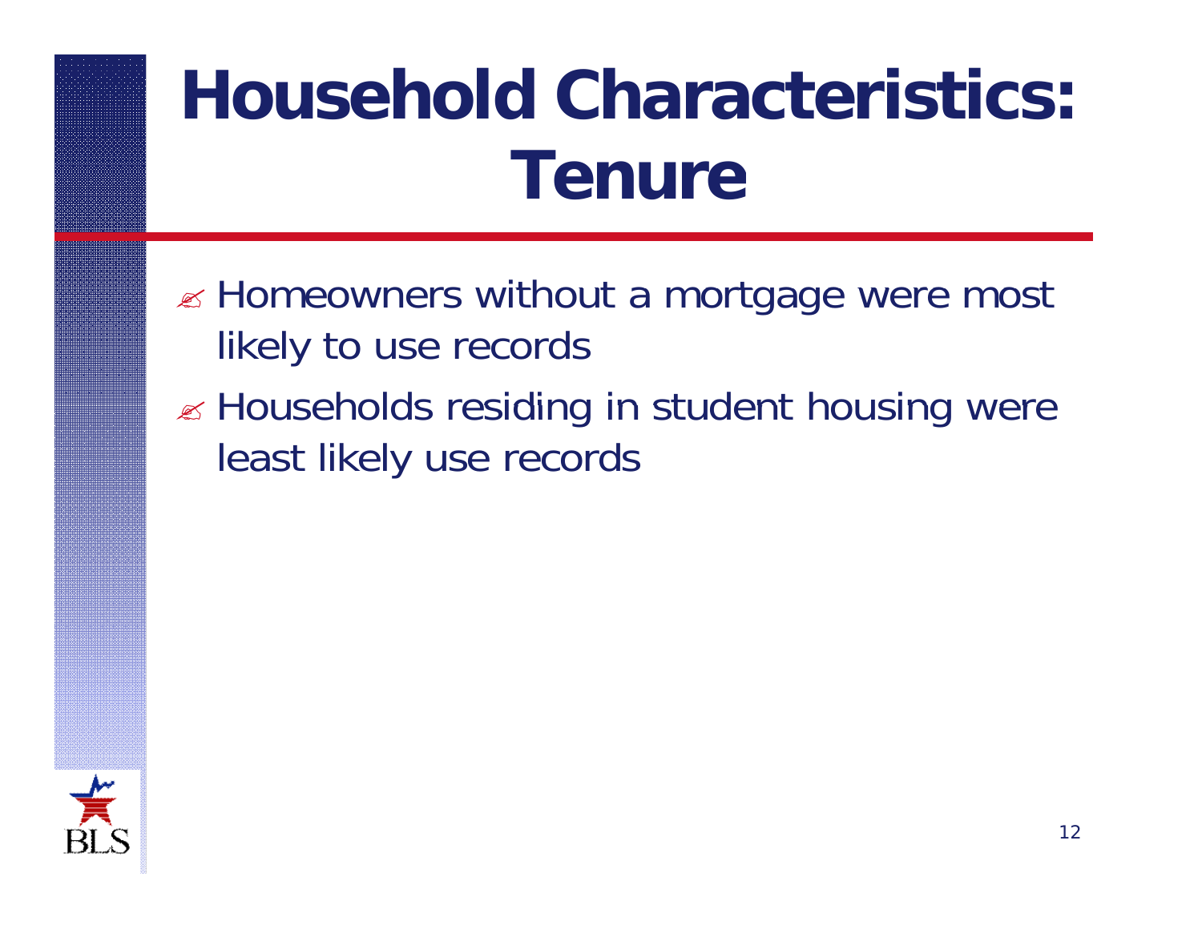# Household Characteristics: Tenure

- Homeowners without a mortgage were most likely to use records
- Households residing in student housing were least likely use records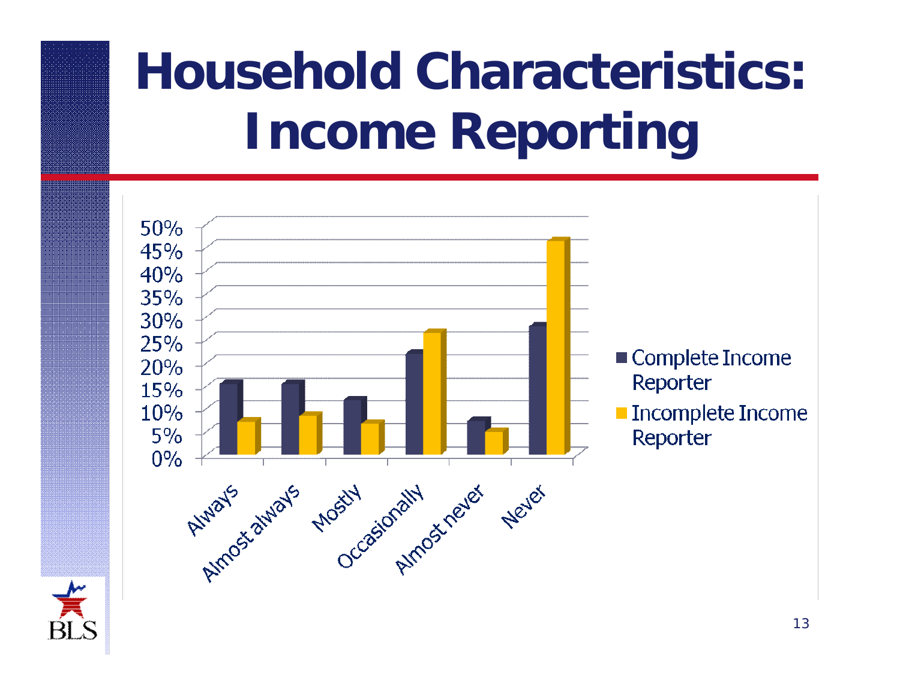# Household Characteristics: Income Reporting

50%
45%
40%
35%
30%
25%
20%
15%
10%
5%
0%

Always, Almost always, Mostly, Occasionally, Almost never, Never

■ Complete Income Reporter
■ Incomplete Income Reporter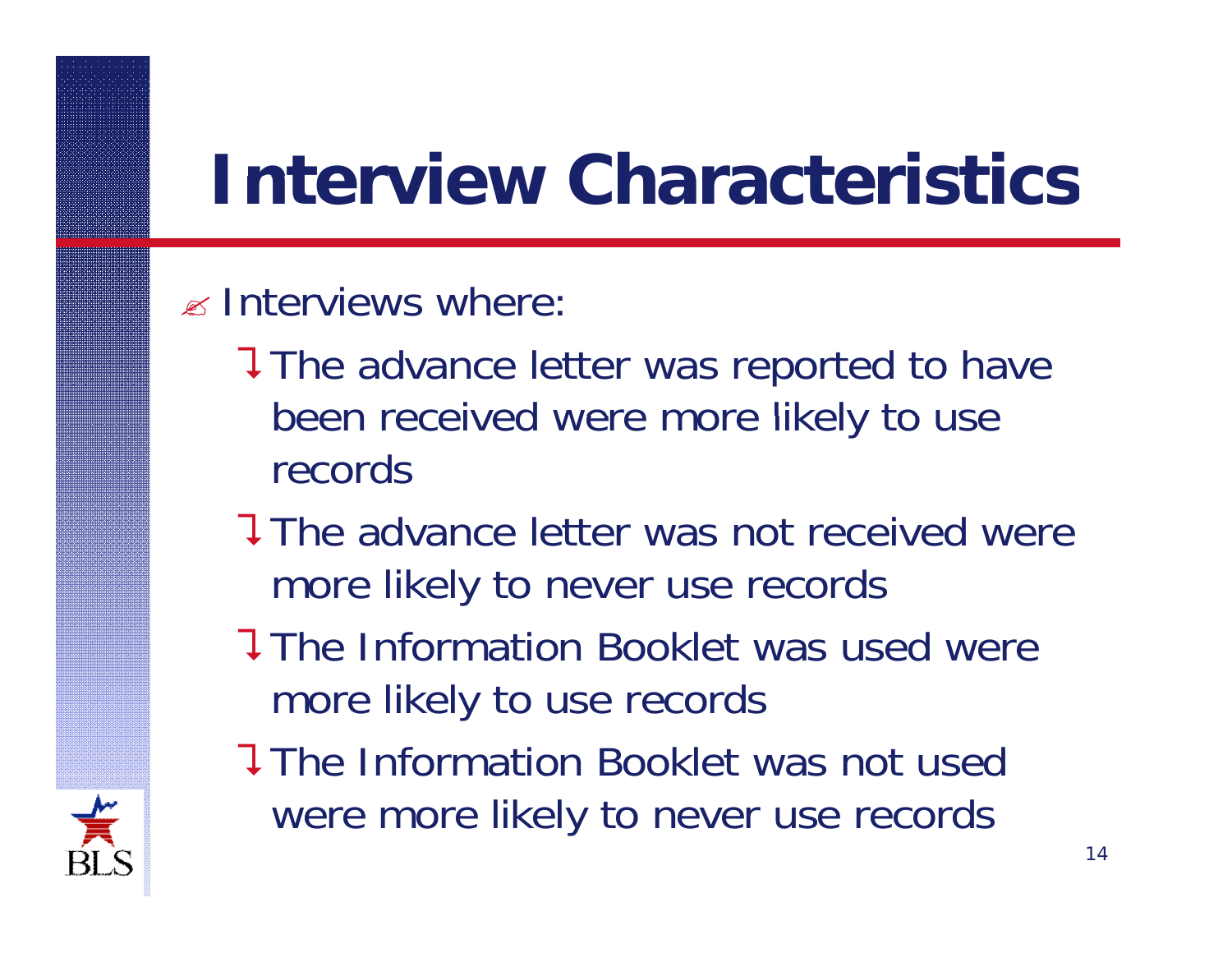# Interview Characteristics

- Interviews where:
  - The advance letter was reported to have been received were more likely to use records
  - The advance letter was not received were more likely to never use records
  - The Information Booklet was used were more likely to use records
  - The Information Booklet was not used were more likely to never use records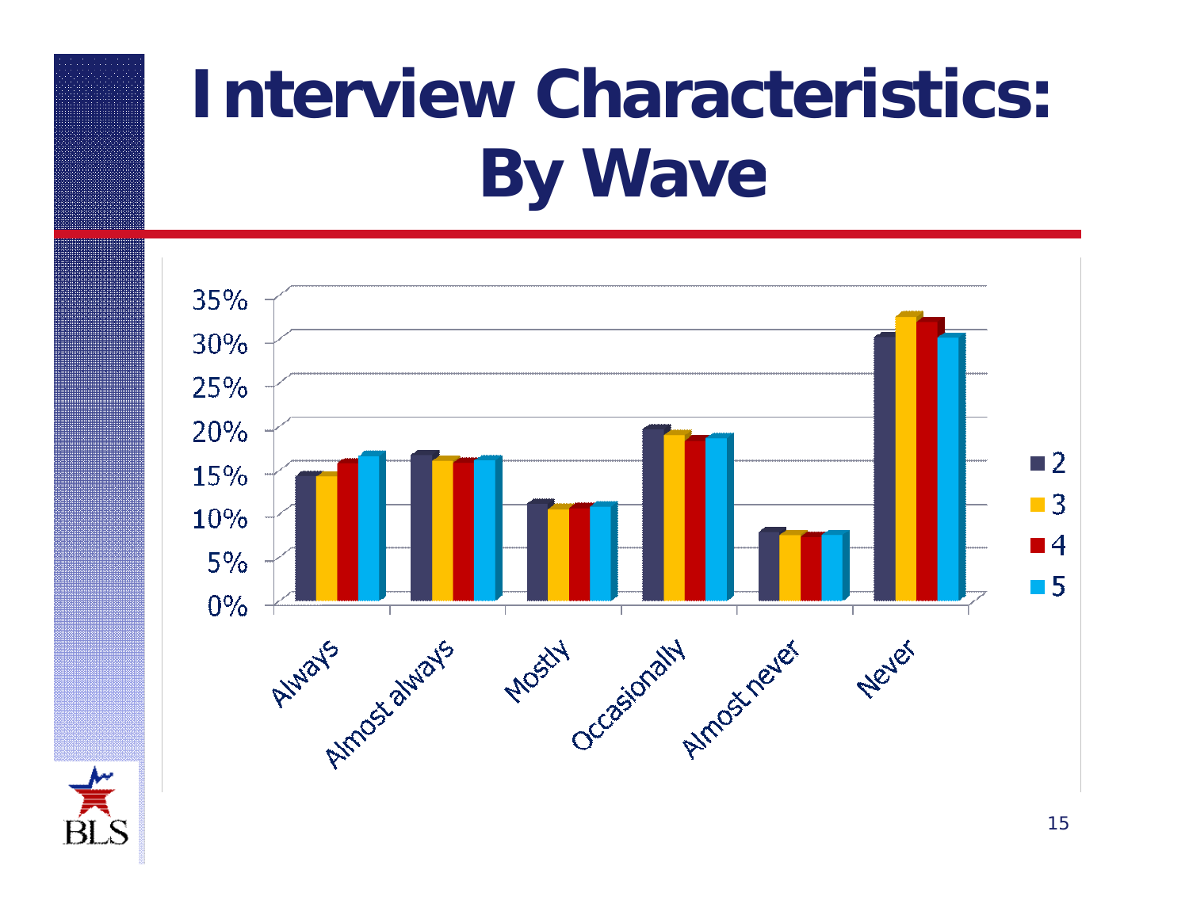# Interview Characteristics: By Wave

35%
30%
25%
20%
15%
10%
5%
0%

Always | Almost always | Mostly | Occasionally | Almost never | Never

2
3
4
5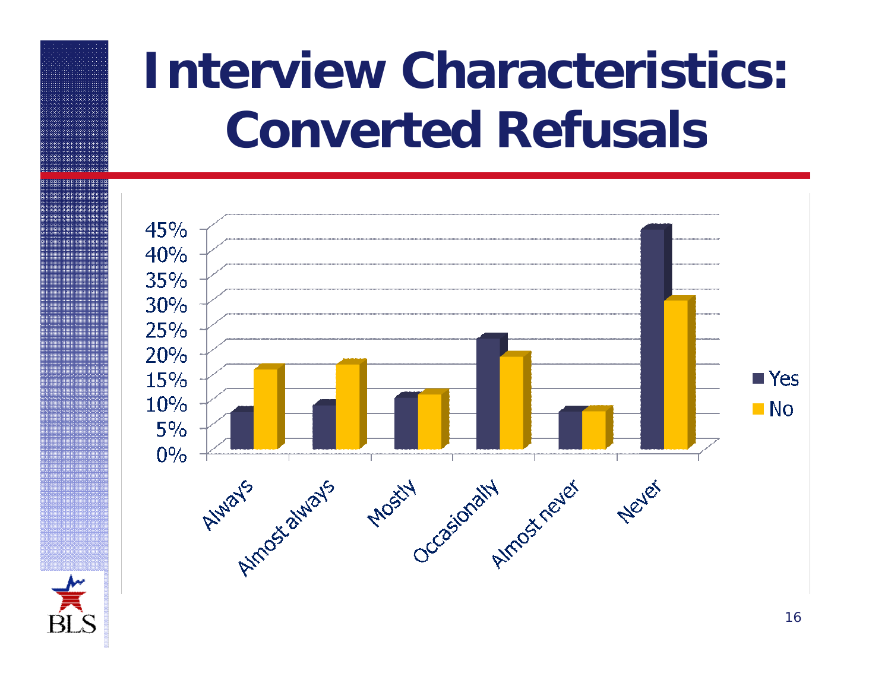# Interview Characteristics: Converted Refusals

| | Always | Almost always | Mostly | Occasionally | Almost never | Never |
|---|---|---|---|---|---|---|
| Yes | ~7% | ~9% | ~10% | ~22% | ~7% | ~44% |
| No | ~16% | ~17% | ~11% | ~18% | ~8% | ~30% |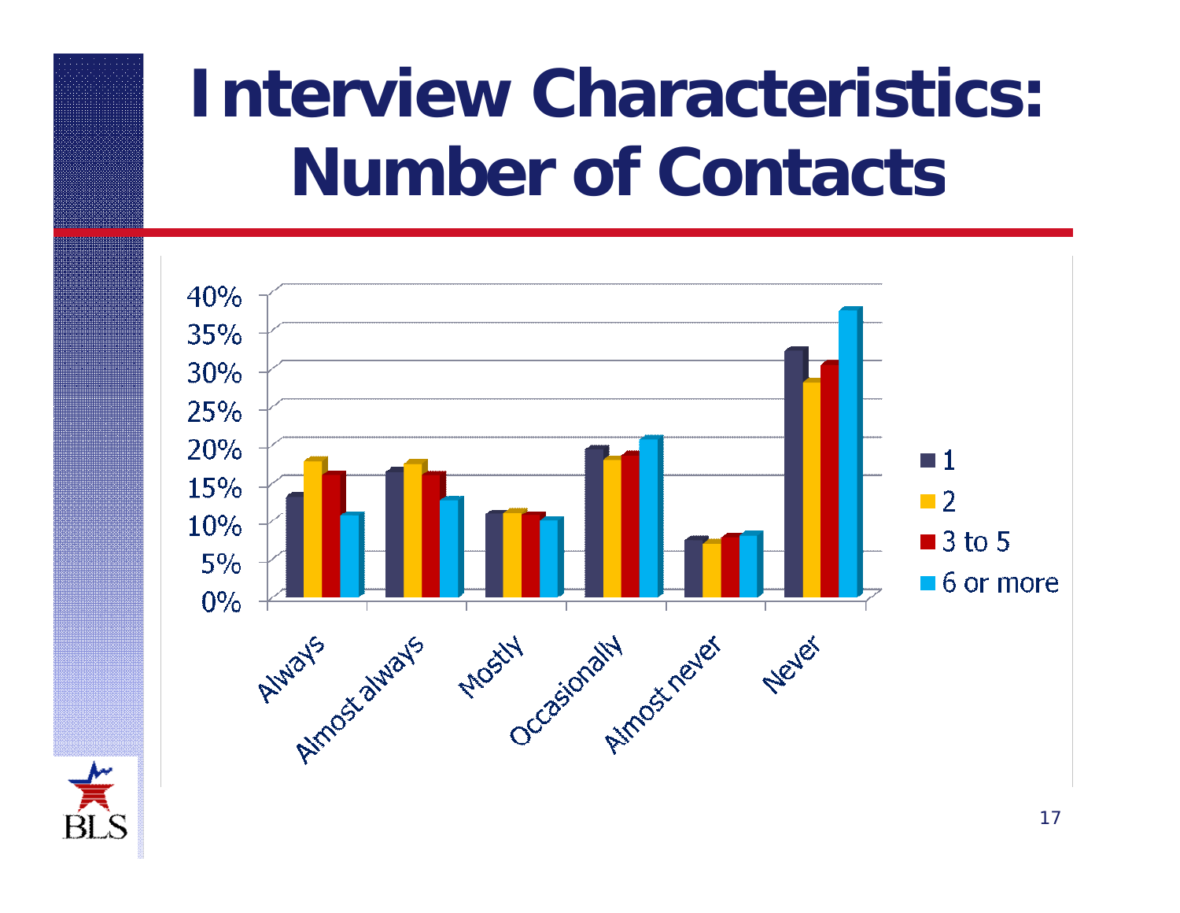# Interview Characteristics: Number of Contacts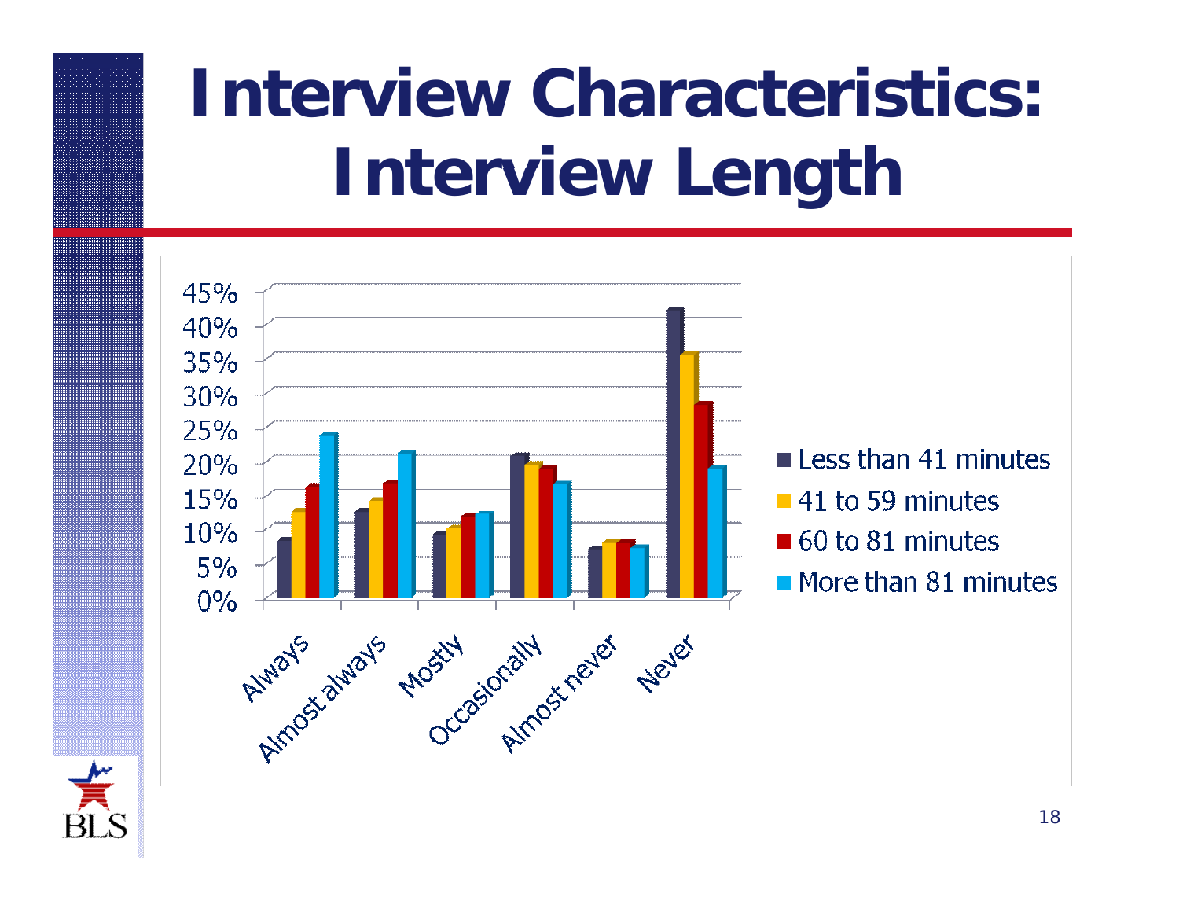# Interview Characteristics: Interview Length

45%
40%
35%
30%
25%
20%
15%
10%
5%
0%

Always
Almost always
Mostly
Occasionally
Almost never
Never

- Less than 41 minutes
- 41 to 59 minutes
- 60 to 81 minutes
- More than 81 minutes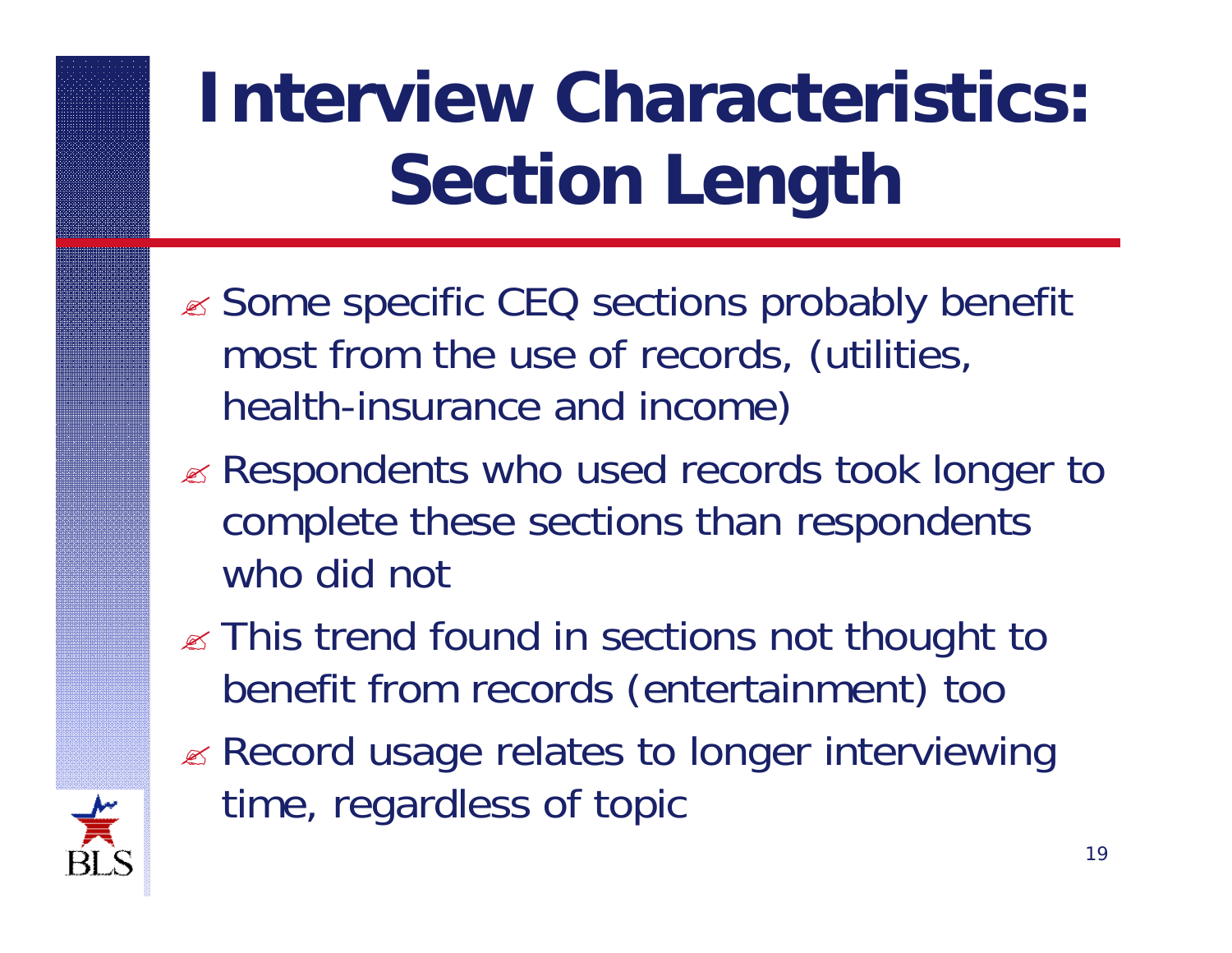# Interview Characteristics: Section Length

- Some specific CEQ sections probably benefit most from the use of records, (utilities, health-insurance and income)
- Respondents who used records took longer to complete these sections than respondents who did not
- This trend found in sections not thought to benefit from records (entertainment) too
- Record usage relates to longer interviewing time, regardless of topic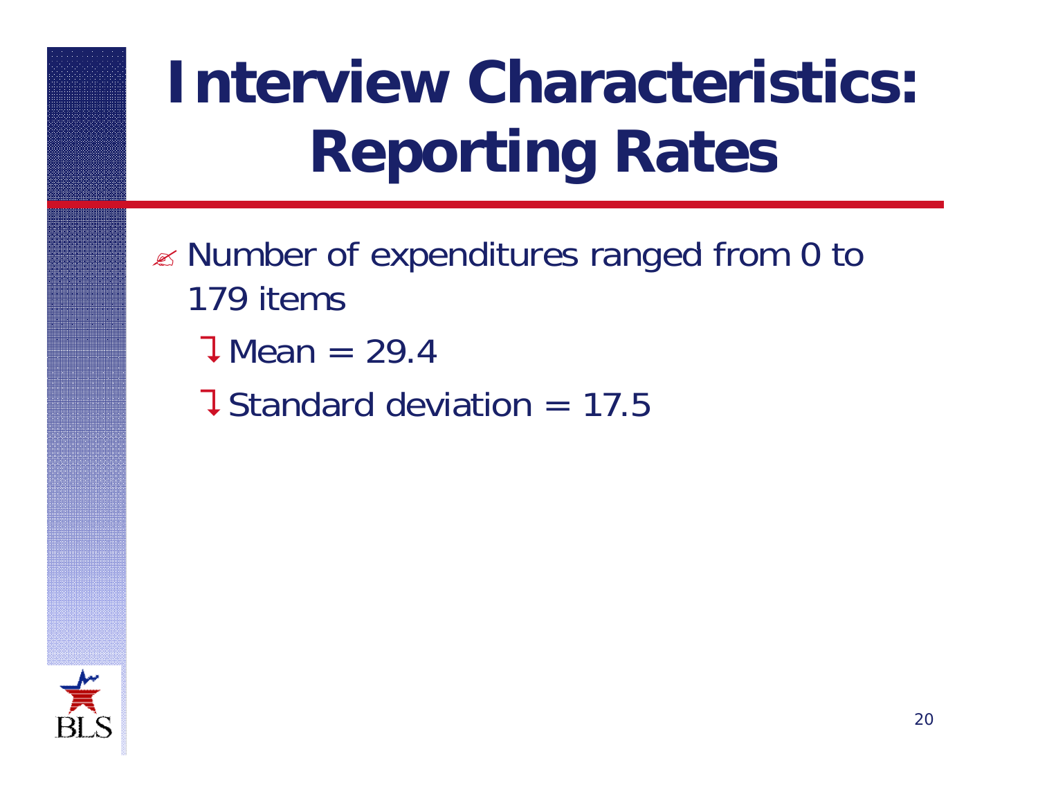# Interview Characteristics: Reporting Rates

- Number of expenditures ranged from 0 to 179 items
  - Mean = 29.4
  - Standard deviation = 17.5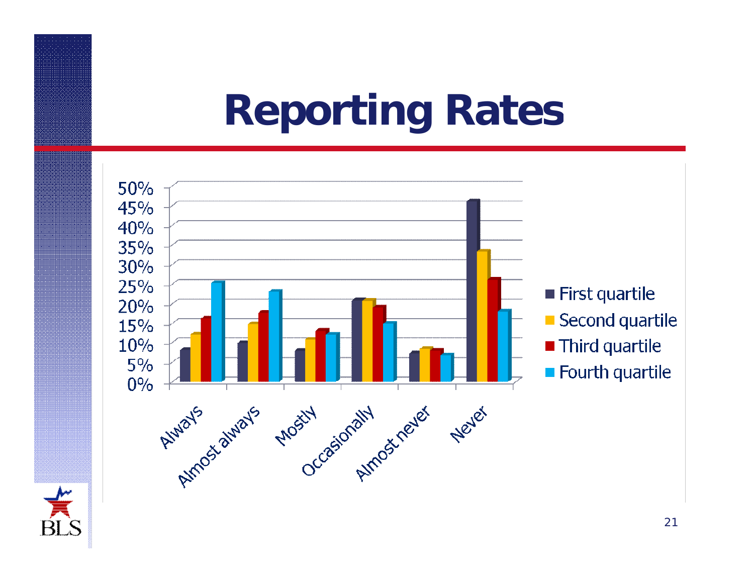# Reporting Rates

50%
45%
40%
35%
30%
25%
20%
15%
10%
5%
0%

Always, Almost always, Mostly, Occasionally, Almost never, Never

- First quartile
- Second quartile
- Third quartile
- Fourth quartile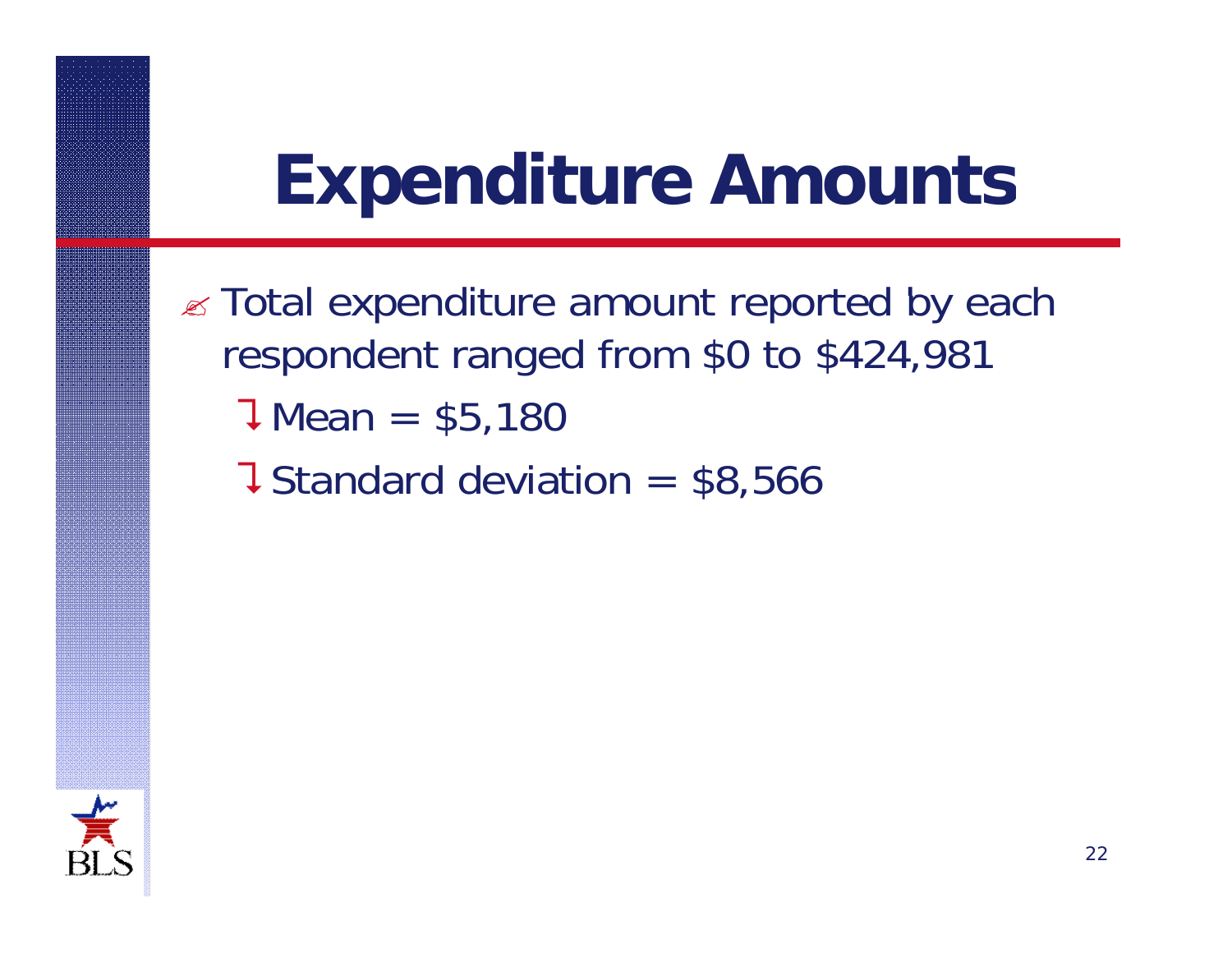# Expenditure Amounts

- Total expenditure amount reported by each respondent ranged from $0 to $424,981
  - Mean = $5,180
  - Standard deviation = $8,566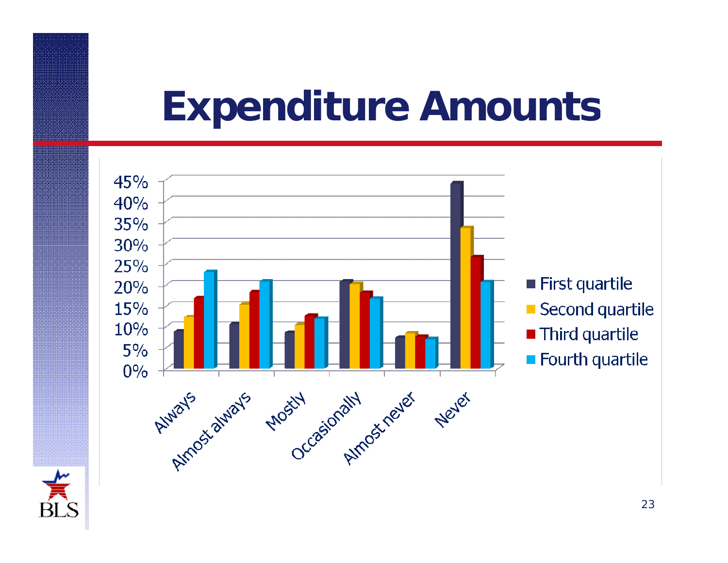# Expenditure Amounts

| | First quartile | Second quartile | Third quartile | Fourth quartile |
|---|---|---|---|---|
| Always | 9% | 12% | 17% | 23% |
| Almost always | 11% | 15% | 18% | 21% |
| Mostly | 9% | 10% | 13% | 12% |
| Occasionally | 21% | 20% | 18% | 17% |
| Almost never | 7% | 8% | 8% | 7% |
| Never | 44% | 33% | 27% | 21% |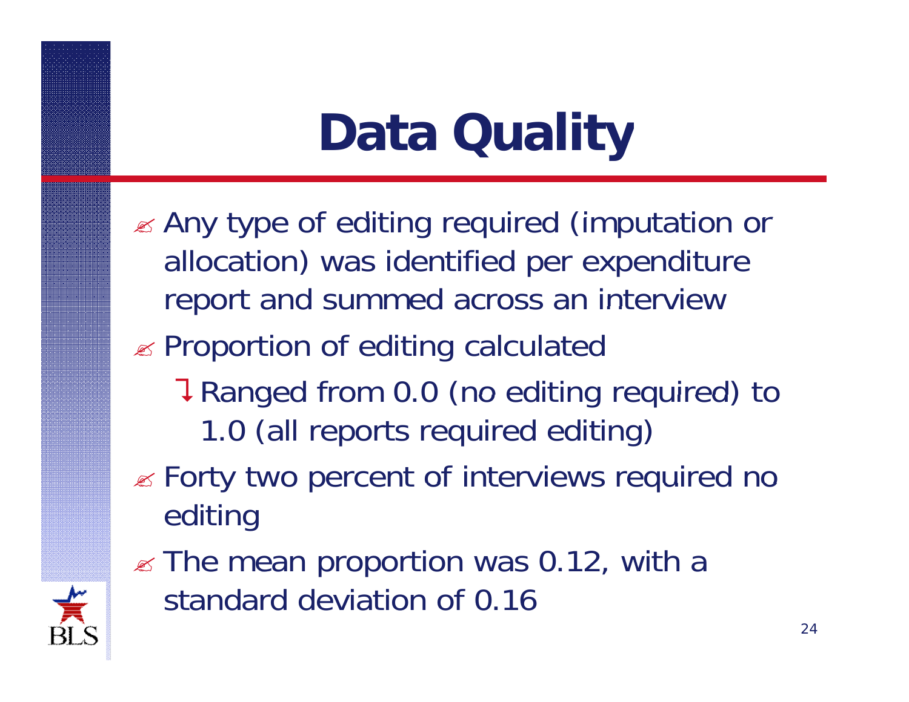# Data Quality

- Any type of editing required (imputation or allocation) was identified per expenditure report and summed across an interview
- Proportion of editing calculated
  - Ranged from 0.0 (no editing required) to 1.0 (all reports required editing)
- Forty two percent of interviews required no editing
- The mean proportion was 0.12, with a standard deviation of 0.16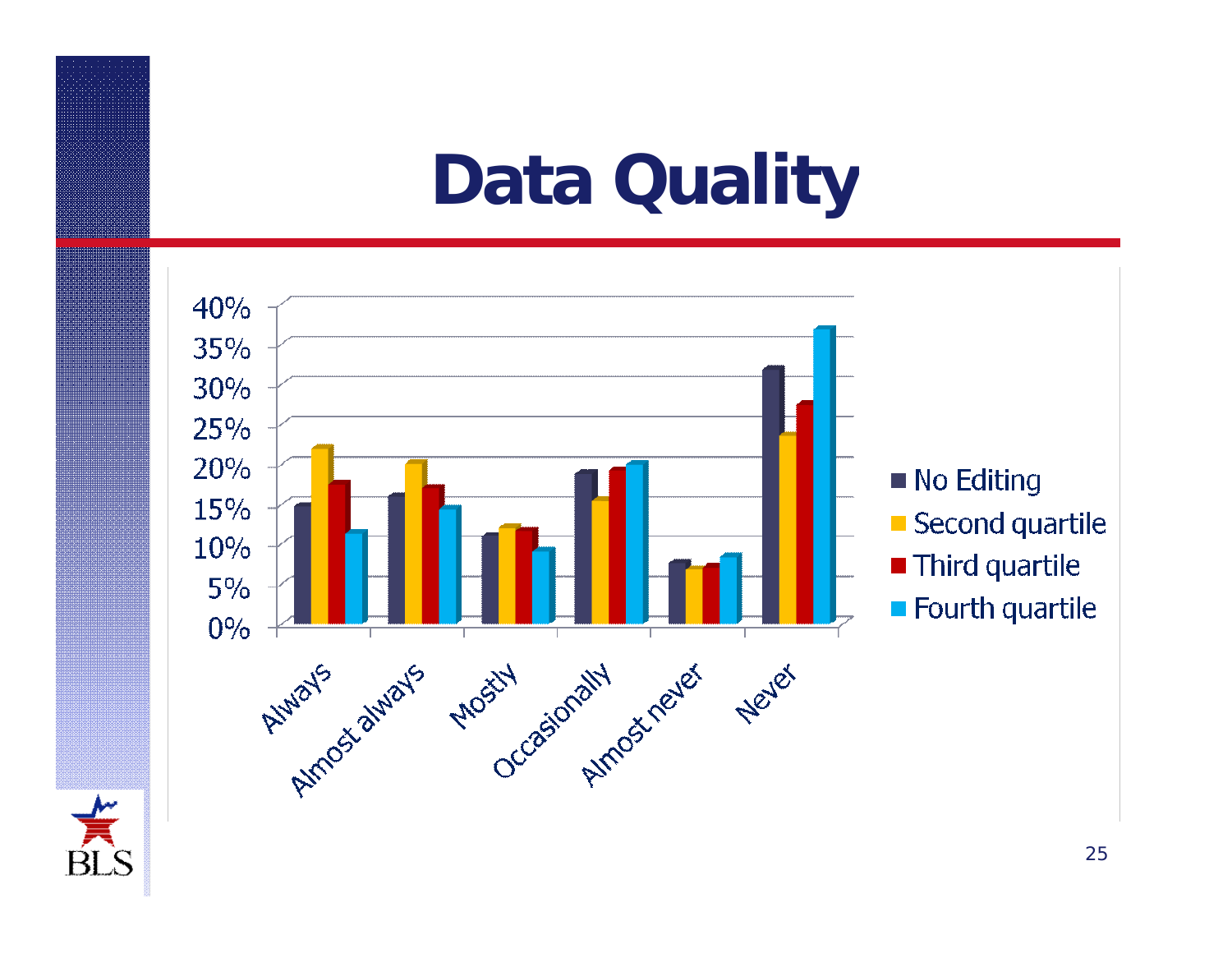# Data Quality

| | No Editing | Second quartile | Third quartile | Fourth quartile |
|---|---|---|---|---|
| Always | 15% | 22% | 17.5% | 11.5% |
| Almost always | 16% | 20% | 17% | 14.5% |
| Mostly | 11% | 12% | 11.5% | 9% |
| Occasionally | 19% | 15.5% | 19.5% | 20% |
| Almost never | 7.5% | 7% | 7.5% | 8.5% |
| Never | 32% | 23.5% | 27.5% | 37% |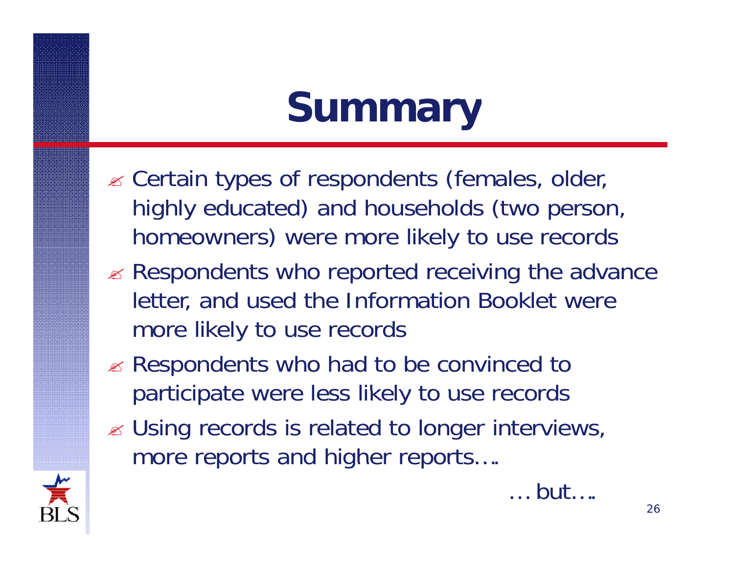# Summary

- Certain types of respondents (females, older, highly educated) and households (two person, homeowners) were more likely to use records
- Respondents who reported receiving the advance letter, and used the Information Booklet were more likely to use records
- Respondents who had to be convinced to participate were less likely to use records
- Using records is related to longer interviews, more reports and higher reports….

… but….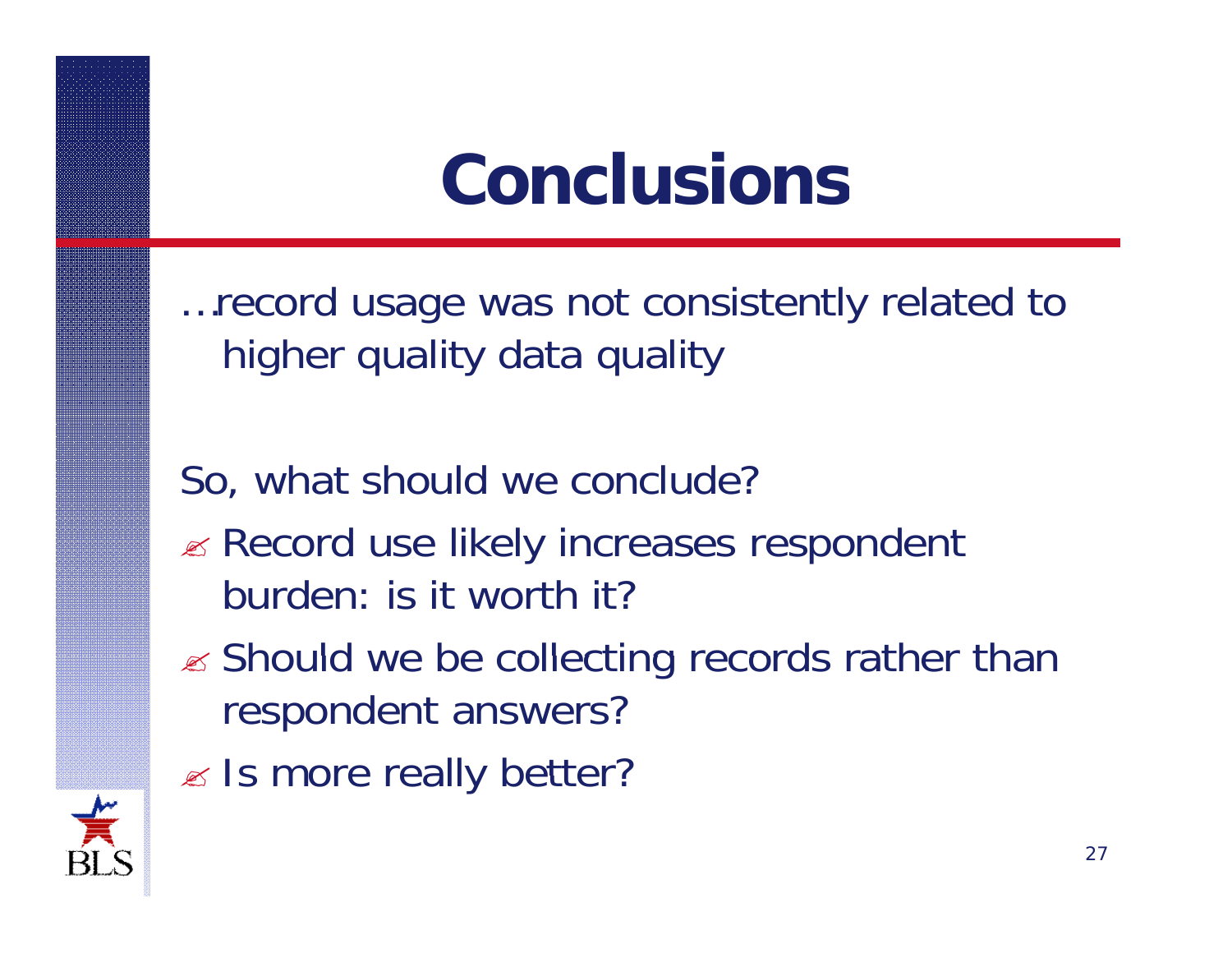# Conclusions

…record usage was not consistently related to higher quality data quality

So, what should we conclude?

- Record use likely increases respondent burden: is it worth it?
- Should we be collecting records rather than respondent answers?
- Is more really better?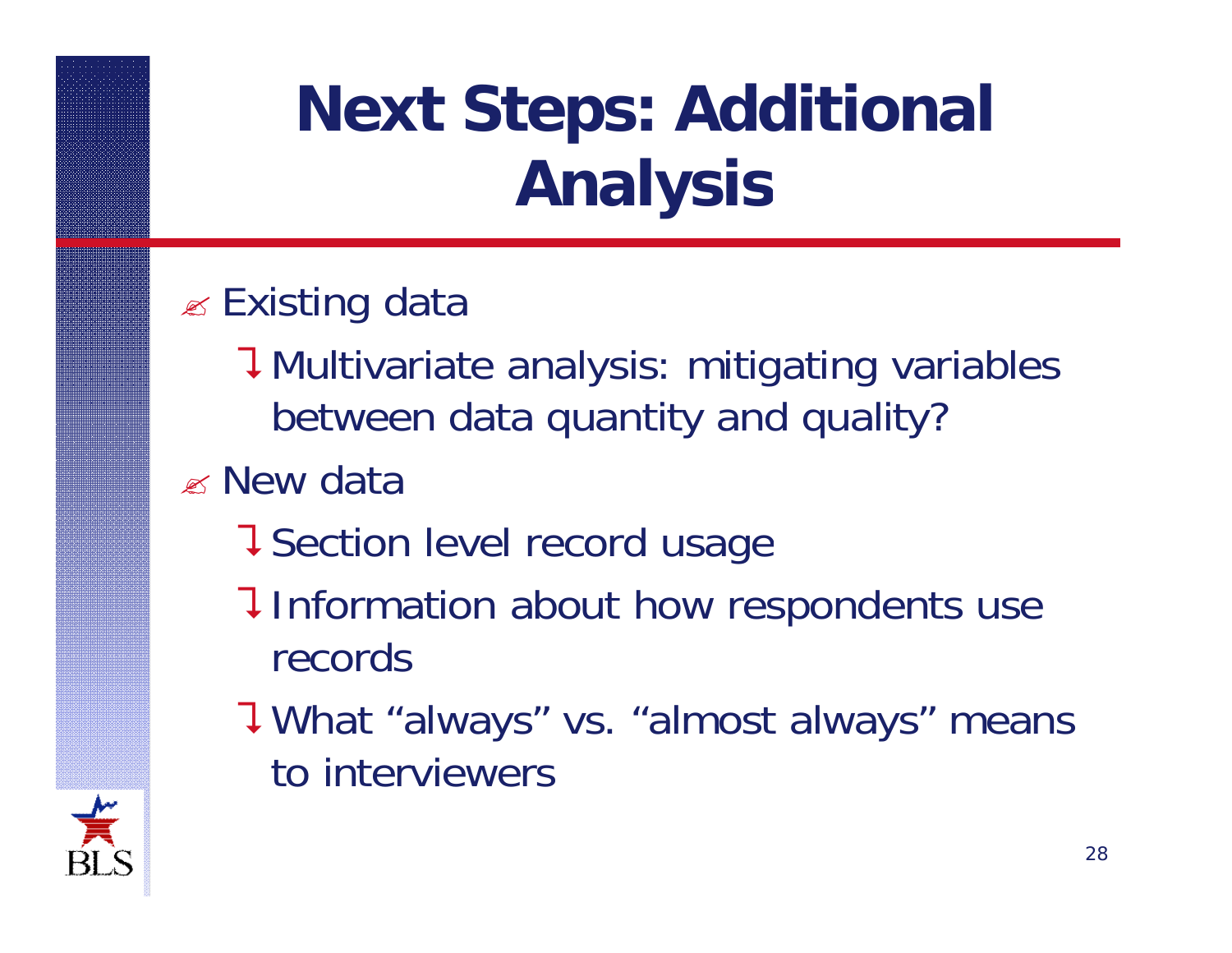# Next Steps: Additional Analysis

- Existing data
  - Multivariate analysis: mitigating variables between data quantity and quality?
- New data
  - Section level record usage
  - Information about how respondents use records
  - What "always" vs. "almost always" means to interviewers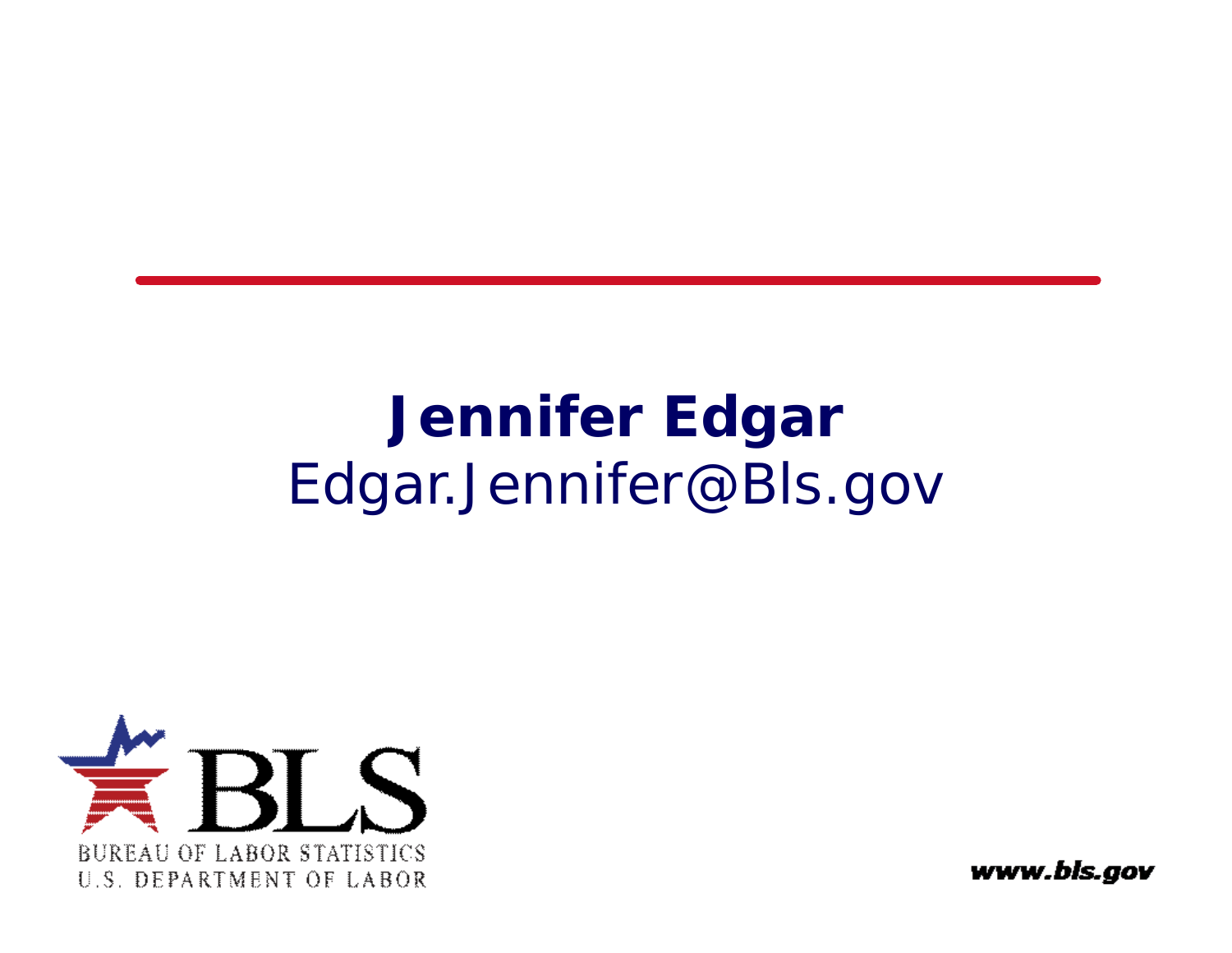**Jennifer Edgar**

Edgar.Jennifer@Bls.gov

BUREAU OF LABOR STATISTICS
U.S. DEPARTMENT OF LABOR

www.bls.gov